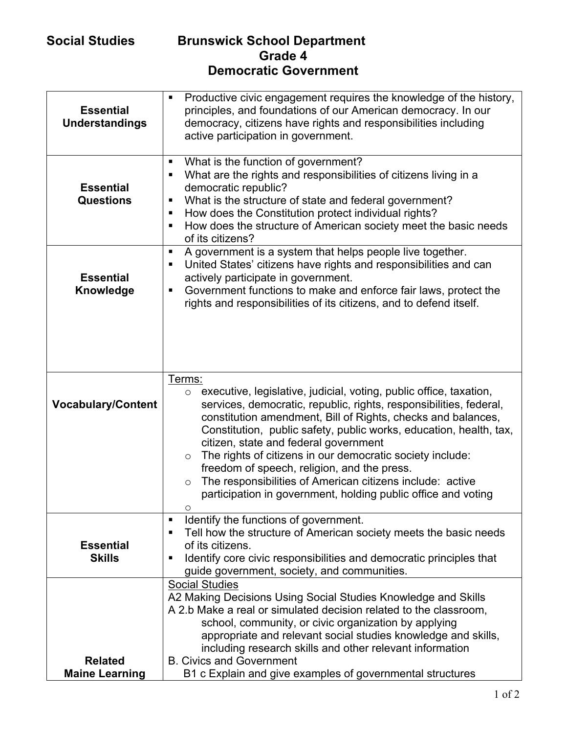# Social Studies — Brunswick School Department
## Grade 4
## Democratic Government

| | |
|---|---|
| **Essential Understandings** | ▪ Productive civic engagement requires the knowledge of the history, principles, and foundations of our American democracy. In our democracy, citizens have rights and responsibilities including active participation in government. |
| **Essential Questions** | ▪ What is the function of government?<br>▪ What are the rights and responsibilities of citizens living in a democratic republic?<br>▪ What is the structure of state and federal government?<br>▪ How does the Constitution protect individual rights?<br>▪ How does the structure of American society meet the basic needs of its citizens? |
| **Essential Knowledge** | ▪ A government is a system that helps people live together.<br>▪ United States' citizens have rights and responsibilities and can actively participate in government.<br>▪ Government functions to make and enforce fair laws, protect the rights and responsibilities of its citizens, and to defend itself. |
| **Vocabulary/Content** | Terms:<br>○ executive, legislative, judicial, voting, public office, taxation, services, democratic, republic, rights, responsibilities, federal, constitution amendment, Bill of Rights, checks and balances, Constitution, public safety, public works, education, health, tax, citizen, state and federal government<br>○ The rights of citizens in our democratic society include: freedom of speech, religion, and the press.<br>○ The responsibilities of American citizens include: active participation in government, holding public office and voting<br>○ |
| **Essential Skills** | ▪ Identify the functions of government.<br>▪ Tell how the structure of American society meets the basic needs of its citizens.<br>▪ Identify core civic responsibilities and democratic principles that guide government, society, and communities. |
| **Related Maine Learning** | Social Studies<br>A2 Making Decisions Using Social Studies Knowledge and Skills<br>A 2.b Make a real or simulated decision related to the classroom, school, community, or civic organization by applying appropriate and relevant social studies knowledge and skills, including research skills and other relevant information<br>B. Civics and Government<br>B1 c Explain and give examples of governmental structures |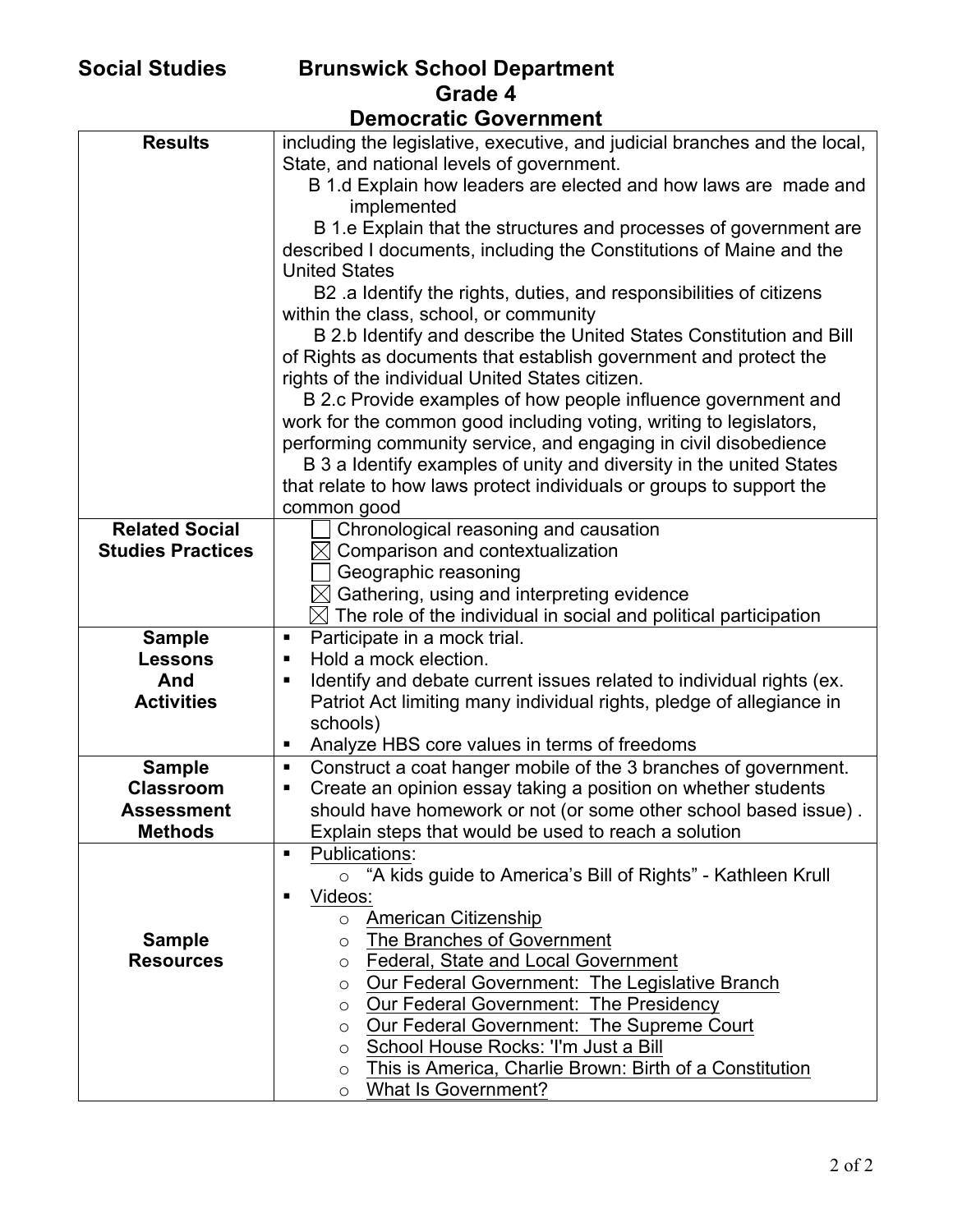**Social Studies** **Brunswick School Department**
**Grade 4**
**Democratic Government**

| | |
|---|---|
| **Results** | including the legislative, executive, and judicial branches and the local, State, and national levels of government.<br>B 1.d Explain how leaders are elected and how laws are made and implemented<br>B 1.e Explain that the structures and processes of government are described I documents, including the Constitutions of Maine and the United States<br>B2 .a Identify the rights, duties, and responsibilities of citizens within the class, school, or community<br>B 2.b Identify and describe the United States Constitution and Bill of Rights as documents that establish government and protect the rights of the individual United States citizen.<br>B 2.c Provide examples of how people influence government and work for the common good including voting, writing to legislators, performing community service, and engaging in civil disobedience<br>B 3 a Identify examples of unity and diversity in the united States that relate to how laws protect individuals or groups to support the common good |
| **Related Social Studies Practices** | ☐ Chronological reasoning and causation<br>☒ Comparison and contextualization<br>☐ Geographic reasoning<br>☒ Gathering, using and interpreting evidence<br>☒ The role of the individual in social and political participation |
| **Sample Lessons And Activities** | ▪ Participate in a mock trial.<br>▪ Hold a mock election.<br>▪ Identify and debate current issues related to individual rights (ex. Patriot Act limiting many individual rights, pledge of allegiance in schools)<br>▪ Analyze HBS core values in terms of freedoms |
| **Sample Classroom Assessment Methods** | ▪ Construct a coat hanger mobile of the 3 branches of government.<br>▪ Create an opinion essay taking a position on whether students should have homework or not (or some other school based issue) . Explain steps that would be used to reach a solution |
| **Sample Resources** | ▪ Publications:<br>○ "A kids guide to America's Bill of Rights" - Kathleen Krull<br>▪ Videos:<br>○ American Citizenship<br>○ The Branches of Government<br>○ Federal, State and Local Government<br>○ Our Federal Government: The Legislative Branch<br>○ Our Federal Government: The Presidency<br>○ Our Federal Government: The Supreme Court<br>○ School House Rocks: 'I'm Just a Bill<br>○ This is America, Charlie Brown: Birth of a Constitution<br>○ What Is Government? |